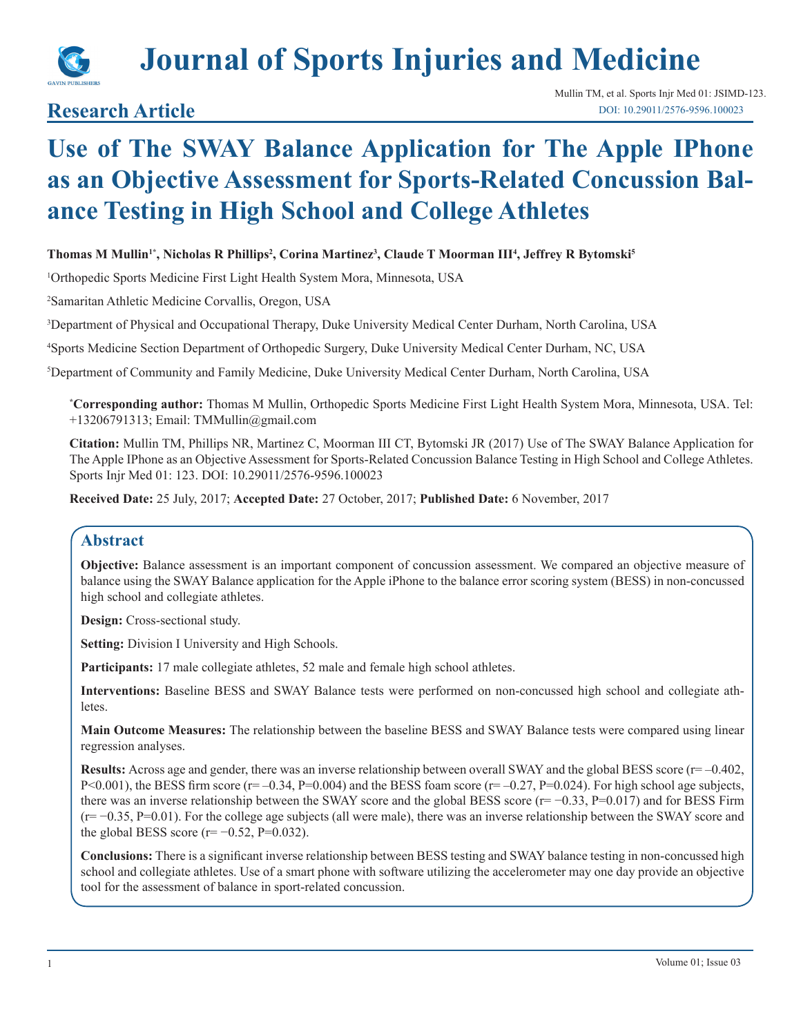# Journal of Sports Injuries and Medicine

## Research Article

# Use of The SWAY Balance Application for The Apple IPhone as an Objective Assessment for Sports-Related Concussion Balance Testing in High School and College Athletes

**Thomas M Mullin[1*], Nicholas R Phillips[2], Corina Martinez[3], Claude T Moorman III[4], Jeffrey R Bytomski[5]**

[1]Orthopedic Sports Medicine First Light Health System Mora, Minnesota, USA

[2]Samaritan Athletic Medicine Corvallis, Oregon, USA

[3]Department of Physical and Occupational Therapy, Duke University Medical Center Durham, North Carolina, USA

[4]Sports Medicine Section Department of Orthopedic Surgery, Duke University Medical Center Durham, NC, USA

[5]Department of Community and Family Medicine, Duke University Medical Center Durham, North Carolina, USA

[*]**Corresponding author:** Thomas M Mullin, Orthopedic Sports Medicine First Light Health System Mora, Minnesota, USA. Tel: +13206791313; Email: TMMullin@gmail.com

**Citation:** Mullin TM, Phillips NR, Martinez C, Moorman III CT, Bytomski JR (2017) Use of The SWAY Balance Application for The Apple IPhone as an Objective Assessment for Sports-Related Concussion Balance Testing in High School and College Athletes. Sports Injr Med 01: 123. DOI: 10.29011/2576-9596.100023

**Received Date:** 25 July, 2017; **Accepted Date:** 27 October, 2017; **Published Date:** 6 November, 2017

## Abstract

**Objective:** Balance assessment is an important component of concussion assessment. We compared an objective measure of balance using the SWAY Balance application for the Apple iPhone to the balance error scoring system (BESS) in non-concussed high school and collegiate athletes.

**Design:** Cross-sectional study.

**Setting:** Division I University and High Schools.

**Participants:** 17 male collegiate athletes, 52 male and female high school athletes.

**Interventions:** Baseline BESS and SWAY Balance tests were performed on non-concussed high school and collegiate athletes.

**Main Outcome Measures:** The relationship between the baseline BESS and SWAY Balance tests were compared using linear regression analyses.

**Results:** Across age and gender, there was an inverse relationship between overall SWAY and the global BESS score ($r = -0.402$, $P<0.001$), the BESS firm score ($r = -0.34$, $P=0.004$) and the BESS foam score ($r = -0.27$, $P=0.024$). For high school age subjects, there was an inverse relationship between the SWAY score and the global BESS score ($r = -0.33$, $P=0.017$) and for BESS Firm ($r = -0.35$, $P=0.01$). For the college age subjects (all were male), there was an inverse relationship between the SWAY score and the global BESS score ($r = -0.52$, $P=0.032$).

**Conclusions:** There is a significant inverse relationship between BESS testing and SWAY balance testing in non-concussed high school and collegiate athletes. Use of a smart phone with software utilizing the accelerometer may one day provide an objective tool for the assessment of balance in sport-related concussion.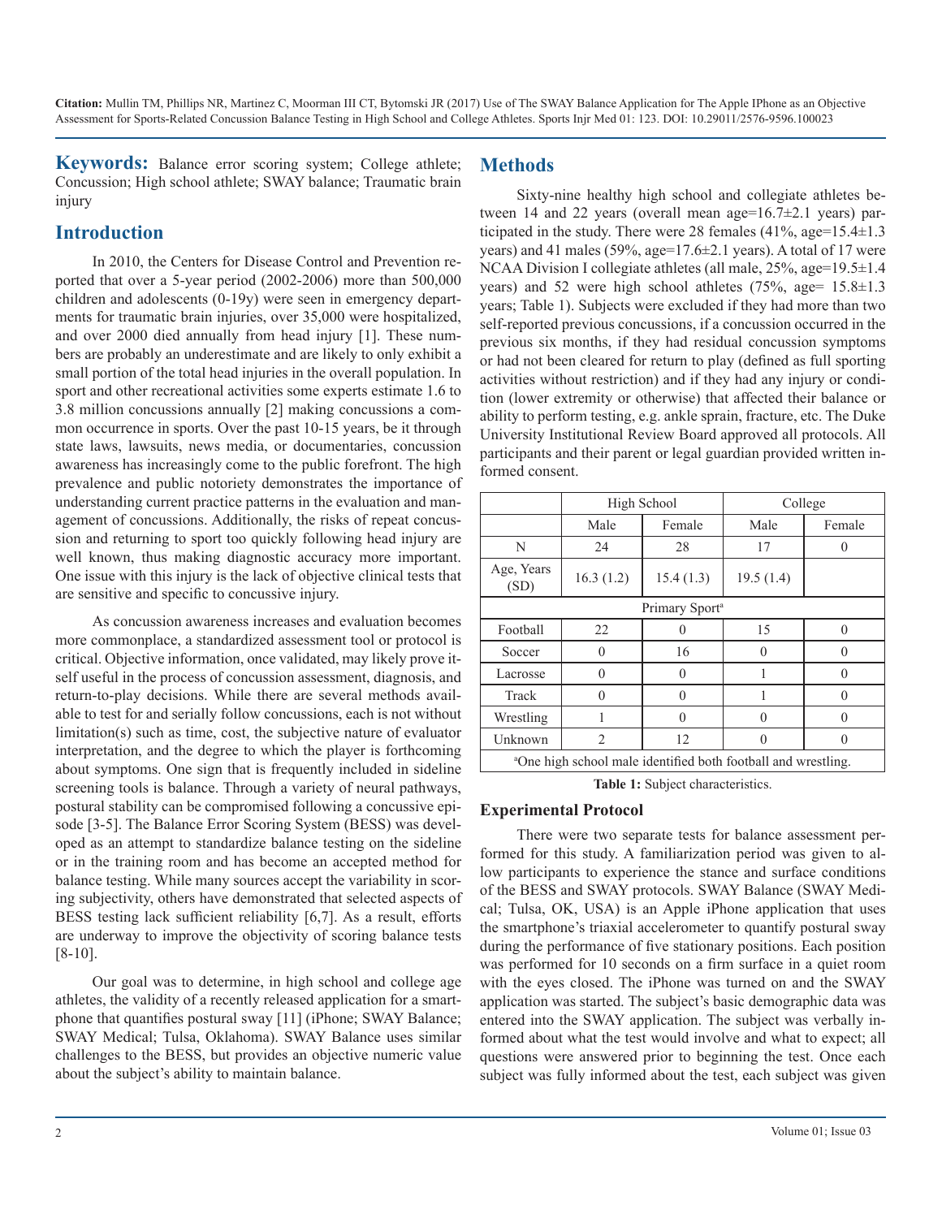**Keywords:** Balance error scoring system; College athlete; Concussion; High school athlete; SWAY balance; Traumatic brain injury

## Introduction

In 2010, the Centers for Disease Control and Prevention reported that over a 5-year period (2002-2006) more than 500,000 children and adolescents (0-19y) were seen in emergency departments for traumatic brain injuries, over 35,000 were hospitalized, and over 2000 died annually from head injury [1]. These numbers are probably an underestimate and are likely to only exhibit a small portion of the total head injuries in the overall population. In sport and other recreational activities some experts estimate 1.6 to 3.8 million concussions annually [2] making concussions a common occurrence in sports. Over the past 10-15 years, be it through state laws, lawsuits, news media, or documentaries, concussion awareness has increasingly come to the public forefront. The high prevalence and public notoriety demonstrates the importance of understanding current practice patterns in the evaluation and management of concussions. Additionally, the risks of repeat concussion and returning to sport too quickly following head injury are well known, thus making diagnostic accuracy more important. One issue with this injury is the lack of objective clinical tests that are sensitive and specific to concussive injury.

As concussion awareness increases and evaluation becomes more commonplace, a standardized assessment tool or protocol is critical. Objective information, once validated, may likely prove itself useful in the process of concussion assessment, diagnosis, and return-to-play decisions. While there are several methods available to test for and serially follow concussions, each is not without limitation(s) such as time, cost, the subjective nature of evaluator interpretation, and the degree to which the player is forthcoming about symptoms. One sign that is frequently included in sideline screening tools is balance. Through a variety of neural pathways, postural stability can be compromised following a concussive episode [3-5]. The Balance Error Scoring System (BESS) was developed as an attempt to standardize balance testing on the sideline or in the training room and has become an accepted method for balance testing. While many sources accept the variability in scoring subjectivity, others have demonstrated that selected aspects of BESS testing lack sufficient reliability [6,7]. As a result, efforts are underway to improve the objectivity of scoring balance tests [8-10].

Our goal was to determine, in high school and college age athletes, the validity of a recently released application for a smartphone that quantifies postural sway [11] (iPhone; SWAY Balance; SWAY Medical; Tulsa, Oklahoma). SWAY Balance uses similar challenges to the BESS, but provides an objective numeric value about the subject's ability to maintain balance.

## Methods

Sixty-nine healthy high school and collegiate athletes between 14 and 22 years (overall mean age=16.7±2.1 years) participated in the study. There were 28 females (41%, age=15.4±1.3 years) and 41 males (59%, age=17.6±2.1 years). A total of 17 were NCAA Division I collegiate athletes (all male, 25%, age=19.5±1.4 years) and 52 were high school athletes (75%, age= 15.8±1.3 years; Table 1). Subjects were excluded if they had more than two self-reported previous concussions, if a concussion occurred in the previous six months, if they had residual concussion symptoms or had not been cleared for return to play (defined as full sporting activities without restriction) and if they had any injury or condition (lower extremity or otherwise) that affected their balance or ability to perform testing, e.g. ankle sprain, fracture, etc. The Duke University Institutional Review Board approved all protocols. All participants and their parent or legal guardian provided written informed consent.

| | High School | | College | |
|---|---|---|---|---|
| | Male | Female | Male | Female |
| N | 24 | 28 | 17 | 0 |
| Age, Years (SD) | 16.3 (1.2) | 15.4 (1.3) | 19.5 (1.4) | |
| Primary Sport[a] | | | | |
| Football | 22 | 0 | 15 | 0 |
| Soccer | 0 | 16 | 0 | 0 |
| Lacrosse | 0 | 0 | 1 | 0 |
| Track | 0 | 0 | 1 | 0 |
| Wrestling | 1 | 0 | 0 | 0 |
| Unknown | 2 | 12 | 0 | 0 |

[a]One high school male identified both football and wrestling.

**Table 1:** Subject characteristics.

### Experimental Protocol

There were two separate tests for balance assessment performed for this study. A familiarization period was given to allow participants to experience the stance and surface conditions of the BESS and SWAY protocols. SWAY Balance (SWAY Medical; Tulsa, OK, USA) is an Apple iPhone application that uses the smartphone's triaxial accelerometer to quantify postural sway during the performance of five stationary positions. Each position was performed for 10 seconds on a firm surface in a quiet room with the eyes closed. The iPhone was turned on and the SWAY application was started. The subject's basic demographic data was entered into the SWAY application. The subject was verbally informed about what the test would involve and what to expect; all questions were answered prior to beginning the test. Once each subject was fully informed about the test, each subject was given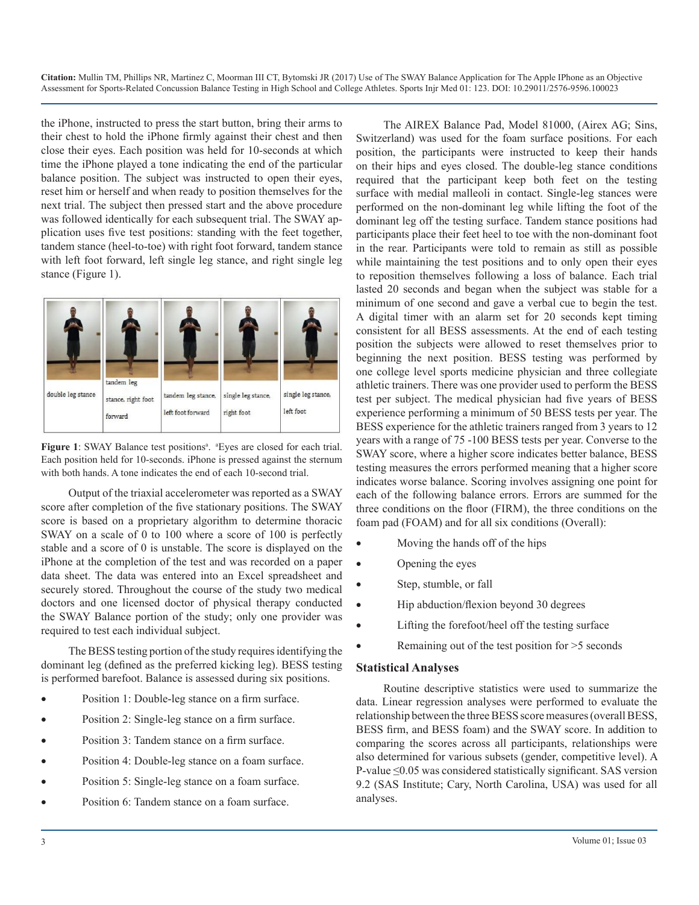the iPhone, instructed to press the start button, bring their arms to their chest to hold the iPhone firmly against their chest and then close their eyes. Each position was held for 10-seconds at which time the iPhone played a tone indicating the end of the particular balance position. The subject was instructed to open their eyes, reset him or herself and when ready to position themselves for the next trial. The subject then pressed start and the above procedure was followed identically for each subsequent trial. The SWAY application uses five test positions: standing with the feet together, tandem stance (heel-to-toe) with right foot forward, tandem stance with left foot forward, left single leg stance, and right single leg stance (Figure 1).

| double leg stance | tandem leg stance, right foot forward | tandem leg stance, left foot forward | single leg stance, right foot | single leg stance, left foot |
|---|---|---|---|---|

**Figure 1**: SWAY Balance test positions[a]. [a]Eyes are closed for each trial. Each position held for 10-seconds. iPhone is pressed against the sternum with both hands. A tone indicates the end of each 10-second trial.

Output of the triaxial accelerometer was reported as a SWAY score after completion of the five stationary positions. The SWAY score is based on a proprietary algorithm to determine thoracic SWAY on a scale of 0 to 100 where a score of 100 is perfectly stable and a score of 0 is unstable. The score is displayed on the iPhone at the completion of the test and was recorded on a paper data sheet. The data was entered into an Excel spreadsheet and securely stored. Throughout the course of the study two medical doctors and one licensed doctor of physical therapy conducted the SWAY Balance portion of the study; only one provider was required to test each individual subject.

The BESS testing portion of the study requires identifying the dominant leg (defined as the preferred kicking leg). BESS testing is performed barefoot. Balance is assessed during six positions.

- Position 1: Double-leg stance on a firm surface.
- Position 2: Single-leg stance on a firm surface.
- Position 3: Tandem stance on a firm surface.
- Position 4: Double-leg stance on a foam surface.
- Position 5: Single-leg stance on a foam surface.
- Position 6: Tandem stance on a foam surface.

The AIREX Balance Pad, Model 81000, (Airex AG; Sins, Switzerland) was used for the foam surface positions. For each position, the participants were instructed to keep their hands on their hips and eyes closed. The double-leg stance conditions required that the participant keep both feet on the testing surface with medial malleoli in contact. Single-leg stances were performed on the non-dominant leg while lifting the foot of the dominant leg off the testing surface. Tandem stance positions had participants place their feet heel to toe with the non-dominant foot in the rear. Participants were told to remain as still as possible while maintaining the test positions and to only open their eyes to reposition themselves following a loss of balance. Each trial lasted 20 seconds and began when the subject was stable for a minimum of one second and gave a verbal cue to begin the test. A digital timer with an alarm set for 20 seconds kept timing consistent for all BESS assessments. At the end of each testing position the subjects were allowed to reset themselves prior to beginning the next position. BESS testing was performed by one college level sports medicine physician and three collegiate athletic trainers. There was one provider used to perform the BESS test per subject. The medical physician had five years of BESS experience performing a minimum of 50 BESS tests per year. The BESS experience for the athletic trainers ranged from 3 years to 12 years with a range of 75 -100 BESS tests per year. Converse to the SWAY score, where a higher score indicates better balance, BESS testing measures the errors performed meaning that a higher score indicates worse balance. Scoring involves assigning one point for each of the following balance errors. Errors are summed for the three conditions on the floor (FIRM), the three conditions on the foam pad (FOAM) and for all six conditions (Overall):

- Moving the hands off of the hips
- Opening the eyes
- Step, stumble, or fall
- Hip abduction/flexion beyond 30 degrees
- Lifting the forefoot/heel off the testing surface
- Remaining out of the test position for >5 seconds

## Statistical Analyses

Routine descriptive statistics were used to summarize the data. Linear regression analyses were performed to evaluate the relationship between the three BESS score measures (overall BESS, BESS firm, and BESS foam) and the SWAY score. In addition to comparing the scores across all participants, relationships were also determined for various subsets (gender, competitive level). A P-value ≤0.05 was considered statistically significant. SAS version 9.2 (SAS Institute; Cary, North Carolina, USA) was used for all analyses.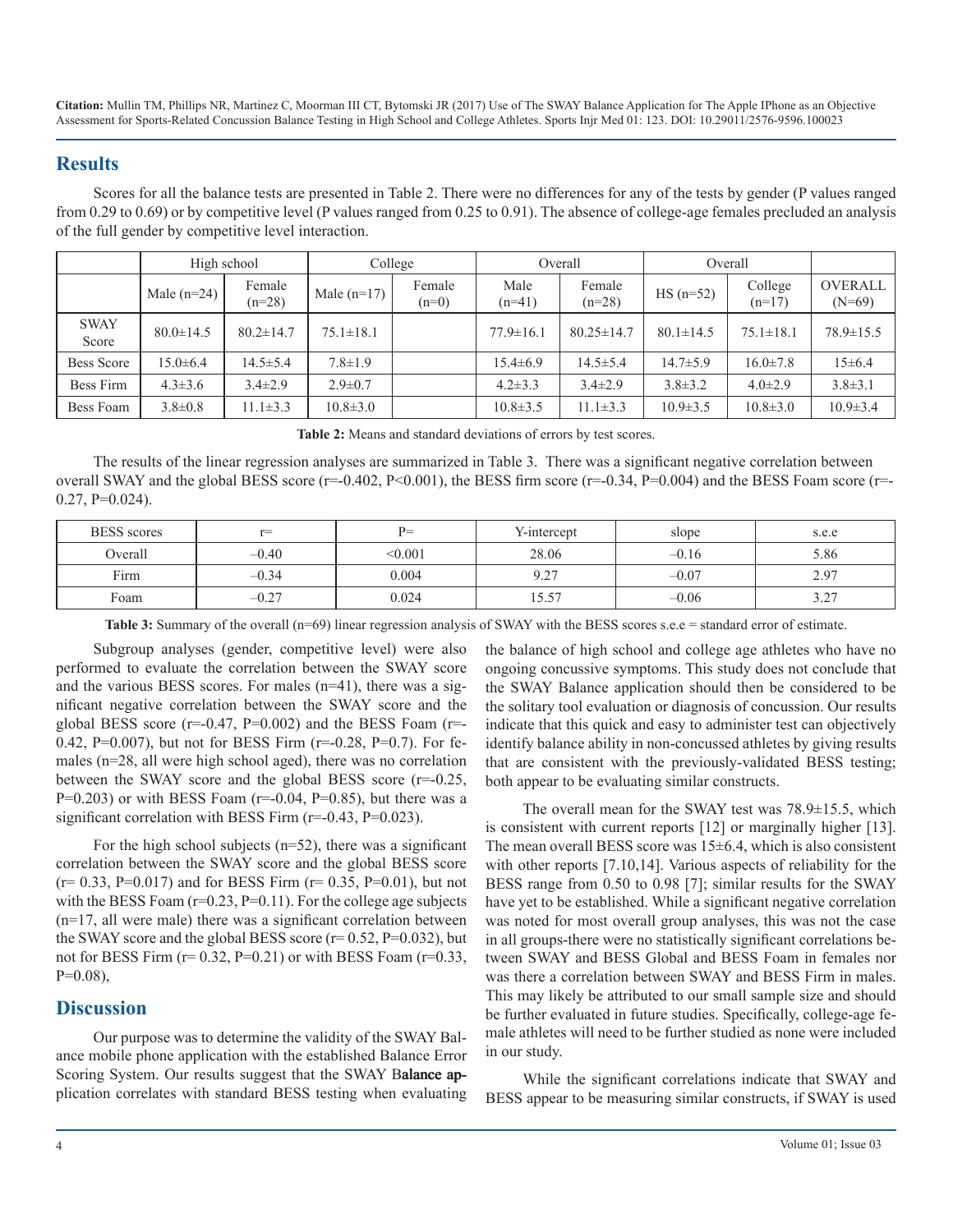## Results

Scores for all the balance tests are presented in Table 2. There were no differences for any of the tests by gender (P values ranged from 0.29 to 0.69) or by competitive level (P values ranged from 0.25 to 0.91). The absence of college-age females precluded an analysis of the full gender by competitive level interaction.

| | High school | | College | | Overall | | Overall | | |
|---|---|---|---|---|---|---|---|---|---|
| | Male (n=24) | Female (n=28) | Male (n=17) | Female (n=0) | Male (n=41) | Female (n=28) | HS (n=52) | College (n=17) | OVERALL (N=69) |
| SWAY Score | 80.0±14.5 | 80.2±14.7 | 75.1±18.1 | | 77.9±16.1 | 80.25±14.7 | 80.1±14.5 | 75.1±18.1 | 78.9±15.5 |
| Bess Score | 15.0±6.4 | 14.5±5.4 | 7.8±1.9 | | 15.4±6.9 | 14.5±5.4 | 14.7±5.9 | 16.0±7.8 | 15±6.4 |
| Bess Firm | 4.3±3.6 | 3.4±2.9 | 2.9±0.7 | | 4.2±3.3 | 3.4±2.9 | 3.8±3.2 | 4.0±2.9 | 3.8±3.1 |
| Bess Foam | 3.8±0.8 | 11.1±3.3 | 10.8±3.0 | | 10.8±3.5 | 11.1±3.3 | 10.9±3.5 | 10.8±3.0 | 10.9±3.4 |

**Table 2:** Means and standard deviations of errors by test scores.

The results of the linear regression analyses are summarized in Table 3. There was a significant negative correlation between overall SWAY and the global BESS score (r=-0.402, P<0.001), the BESS firm score (r=-0.34, P=0.004) and the BESS Foam score (r=-0.27, P=0.024).

| BESS scores | r= | P= | Y-intercept | slope | s.e.e |
|---|---|---|---|---|---|
| Overall | –0.40 | <0.001 | 28.06 | –0.16 | 5.86 |
| Firm | –0.34 | 0.004 | 9.27 | –0.07 | 2.97 |
| Foam | –0.27 | 0.024 | 15.57 | –0.06 | 3.27 |

**Table 3:** Summary of the overall (n=69) linear regression analysis of SWAY with the BESS scores s.e.e = standard error of estimate.

Subgroup analyses (gender, competitive level) were also performed to evaluate the correlation between the SWAY score and the various BESS scores. For males (n=41), there was a significant negative correlation between the SWAY score and the global BESS score (r=-0.47, P=0.002) and the BESS Foam (r=-0.42, P=0.007), but not for BESS Firm (r=-0.28, P=0.7). For females (n=28, all were high school aged), there was no correlation between the SWAY score and the global BESS score (r=-0.25, P=0.203) or with BESS Foam (r=-0.04, P=0.85), but there was a significant correlation with BESS Firm (r=-0.43, P=0.023).

For the high school subjects (n=52), there was a significant correlation between the SWAY score and the global BESS score (r= 0.33, P=0.017) and for BESS Firm (r= 0.35, P=0.01), but not with the BESS Foam (r=0.23, P=0.11). For the college age subjects (n=17, all were male) there was a significant correlation between the SWAY score and the global BESS score (r= 0.52, P=0.032), but not for BESS Firm (r= 0.32, P=0.21) or with BESS Foam (r=0.33, P=0.08),

## Discussion

Our purpose was to determine the validity of the SWAY Balance mobile phone application with the established Balance Error Scoring System. Our results suggest that the SWAY B**alance ap**plication correlates with standard BESS testing when evaluating the balance of high school and college age athletes who have no ongoing concussive symptoms. This study does not conclude that the SWAY Balance application should then be considered to be the solitary tool evaluation or diagnosis of concussion. Our results indicate that this quick and easy to administer test can objectively identify balance ability in non-concussed athletes by giving results that are consistent with the previously-validated BESS testing; both appear to be evaluating similar constructs.

The overall mean for the SWAY test was 78.9±15.5, which is consistent with current reports [12] or marginally higher [13]. The mean overall BESS score was 15±6.4, which is also consistent with other reports [7.10,14]. Various aspects of reliability for the BESS range from 0.50 to 0.98 [7]; similar results for the SWAY have yet to be established. While a significant negative correlation was noted for most overall group analyses, this was not the case in all groups-there were no statistically significant correlations between SWAY and BESS Global and BESS Foam in females nor was there a correlation between SWAY and BESS Firm in males. This may likely be attributed to our small sample size and should be further evaluated in future studies. Specifically, college-age female athletes will need to be further studied as none were included in our study.

While the significant correlations indicate that SWAY and BESS appear to be measuring similar constructs, if SWAY is used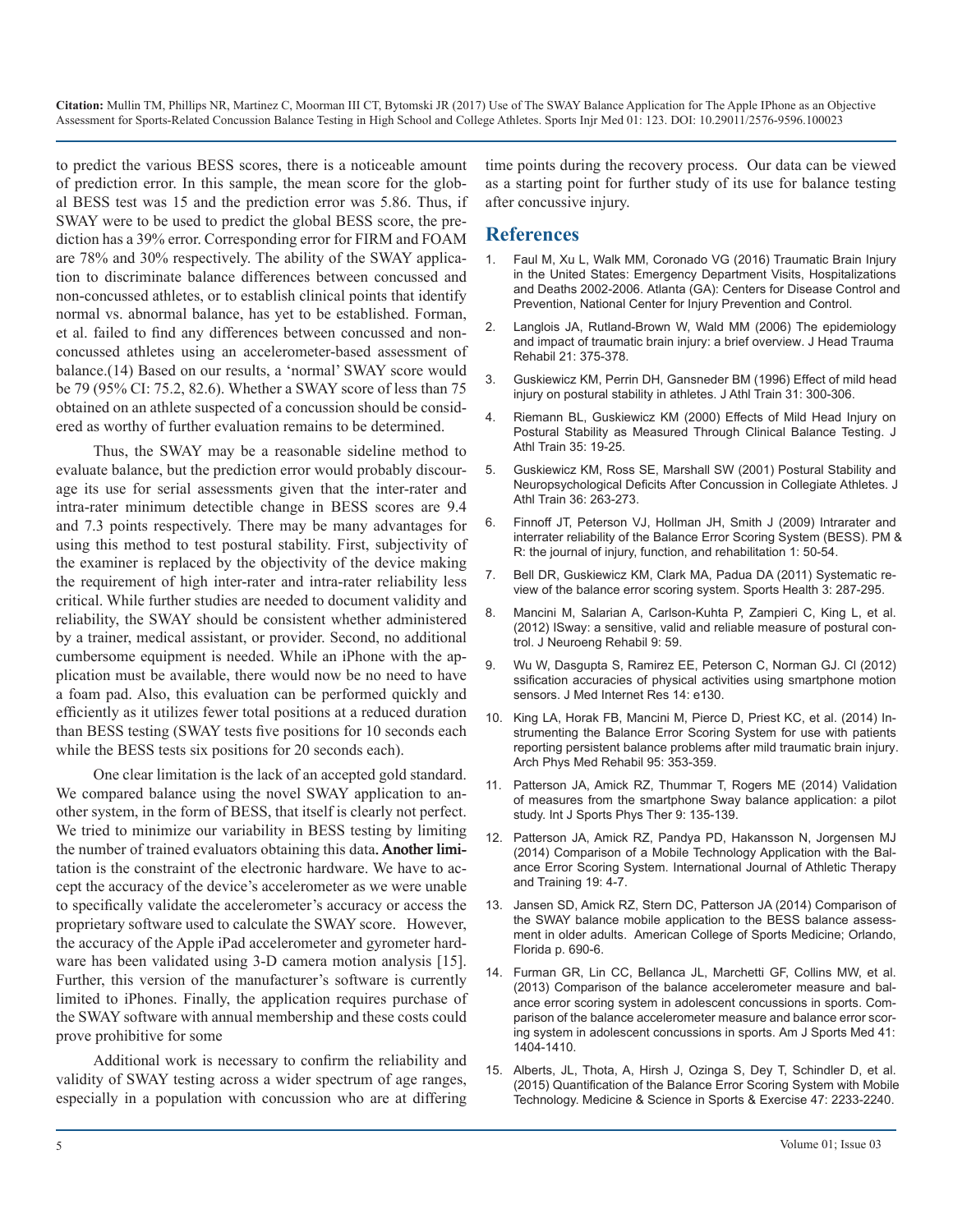to predict the various BESS scores, there is a noticeable amount of prediction error. In this sample, the mean score for the global BESS test was 15 and the prediction error was 5.86. Thus, if SWAY were to be used to predict the global BESS score, the prediction has a 39% error. Corresponding error for FIRM and FOAM are 78% and 30% respectively. The ability of the SWAY application to discriminate balance differences between concussed and non-concussed athletes, or to establish clinical points that identify normal vs. abnormal balance, has yet to be established. Forman, et al. failed to find any differences between concussed and non-concussed athletes using an accelerometer-based assessment of balance.(14) Based on our results, a 'normal' SWAY score would be 79 (95% CI: 75.2, 82.6). Whether a SWAY score of less than 75 obtained on an athlete suspected of a concussion should be considered as worthy of further evaluation remains to be determined.

Thus, the SWAY may be a reasonable sideline method to evaluate balance, but the prediction error would probably discourage its use for serial assessments given that the inter-rater and intra-rater minimum detectible change in BESS scores are 9.4 and 7.3 points respectively. There may be many advantages for using this method to test postural stability. First, subjectivity of the examiner is replaced by the objectivity of the device making the requirement of high inter-rater and intra-rater reliability less critical. While further studies are needed to document validity and reliability, the SWAY should be consistent whether administered by a trainer, medical assistant, or provider. Second, no additional cumbersome equipment is needed. While an iPhone with the application must be available, there would now be no need to have a foam pad. Also, this evaluation can be performed quickly and efficiently as it utilizes fewer total positions at a reduced duration than BESS testing (SWAY tests five positions for 10 seconds each while the BESS tests six positions for 20 seconds each).

One clear limitation is the lack of an accepted gold standard. We compared balance using the novel SWAY application to another system, in the form of BESS, that itself is clearly not perfect. We tried to minimize our variability in BESS testing by limiting the number of trained evaluators obtaining this data**. Another limi**tation is the constraint of the electronic hardware. We have to accept the accuracy of the device's accelerometer as we were unable to specifically validate the accelerometer's accuracy or access the proprietary software used to calculate the SWAY score. However, the accuracy of the Apple iPad accelerometer and gyrometer hardware has been validated using 3-D camera motion analysis [15]. Further, this version of the manufacturer's software is currently limited to iPhones. Finally, the application requires purchase of the SWAY software with annual membership and these costs could prove prohibitive for some

Additional work is necessary to confirm the reliability and validity of SWAY testing across a wider spectrum of age ranges, especially in a population with concussion who are at differing time points during the recovery process. Our data can be viewed as a starting point for further study of its use for balance testing after concussive injury.

## References

1. Faul M, Xu L, Walk MM, Coronado VG (2016) Traumatic Brain Injury in the United States: Emergency Department Visits, Hospitalizations and Deaths 2002-2006. Atlanta (GA): Centers for Disease Control and Prevention, National Center for Injury Prevention and Control.
2. Langlois JA, Rutland-Brown W, Wald MM (2006) The epidemiology and impact of traumatic brain injury: a brief overview. J Head Trauma Rehabil 21: 375-378.
3. Guskiewicz KM, Perrin DH, Gansneder BM (1996) Effect of mild head injury on postural stability in athletes. J Athl Train 31: 300-306.
4. Riemann BL, Guskiewicz KM (2000) Effects of Mild Head Injury on Postural Stability as Measured Through Clinical Balance Testing. J Athl Train 35: 19-25.
5. Guskiewicz KM, Ross SE, Marshall SW (2001) Postural Stability and Neuropsychological Deficits After Concussion in Collegiate Athletes. J Athl Train 36: 263-273.
6. Finnoff JT, Peterson VJ, Hollman JH, Smith J (2009) Intrarater and interrater reliability of the Balance Error Scoring System (BESS). PM & R: the journal of injury, function, and rehabilitation 1: 50-54.
7. Bell DR, Guskiewicz KM, Clark MA, Padua DA (2011) Systematic review of the balance error scoring system. Sports Health 3: 287-295.
8. Mancini M, Salarian A, Carlson-Kuhta P, Zampieri C, King L, et al. (2012) ISway: a sensitive, valid and reliable measure of postural control. J Neuroeng Rehabil 9: 59.
9. Wu W, Dasgupta S, Ramirez EE, Peterson C, Norman GJ. Cl (2012) ssification accuracies of physical activities using smartphone motion sensors. J Med Internet Res 14: e130.
10. King LA, Horak FB, Mancini M, Pierce D, Priest KC, et al. (2014) Instrumenting the Balance Error Scoring System for use with patients reporting persistent balance problems after mild traumatic brain injury. Arch Phys Med Rehabil 95: 353-359.
11. Patterson JA, Amick RZ, Thummar T, Rogers ME (2014) Validation of measures from the smartphone Sway balance application: a pilot study. Int J Sports Phys Ther 9: 135-139.
12. Patterson JA, Amick RZ, Pandya PD, Hakansson N, Jorgensen MJ (2014) Comparison of a Mobile Technology Application with the Balance Error Scoring System. International Journal of Athletic Therapy and Training 19: 4-7.
13. Jansen SD, Amick RZ, Stern DC, Patterson JA (2014) Comparison of the SWAY balance mobile application to the BESS balance assessment in older adults. American College of Sports Medicine; Orlando, Florida p. 690-6.
14. Furman GR, Lin CC, Bellanca JL, Marchetti GF, Collins MW, et al. (2013) Comparison of the balance accelerometer measure and balance error scoring system in adolescent concussions in sports. Comparison of the balance accelerometer measure and balance error scoring system in adolescent concussions in sports. Am J Sports Med 41: 1404-1410.
15. Alberts, JL, Thota, A, Hirsh J, Ozinga S, Dey T, Schindler D, et al. (2015) Quantification of the Balance Error Scoring System with Mobile Technology. Medicine & Science in Sports & Exercise 47: 2233-2240.